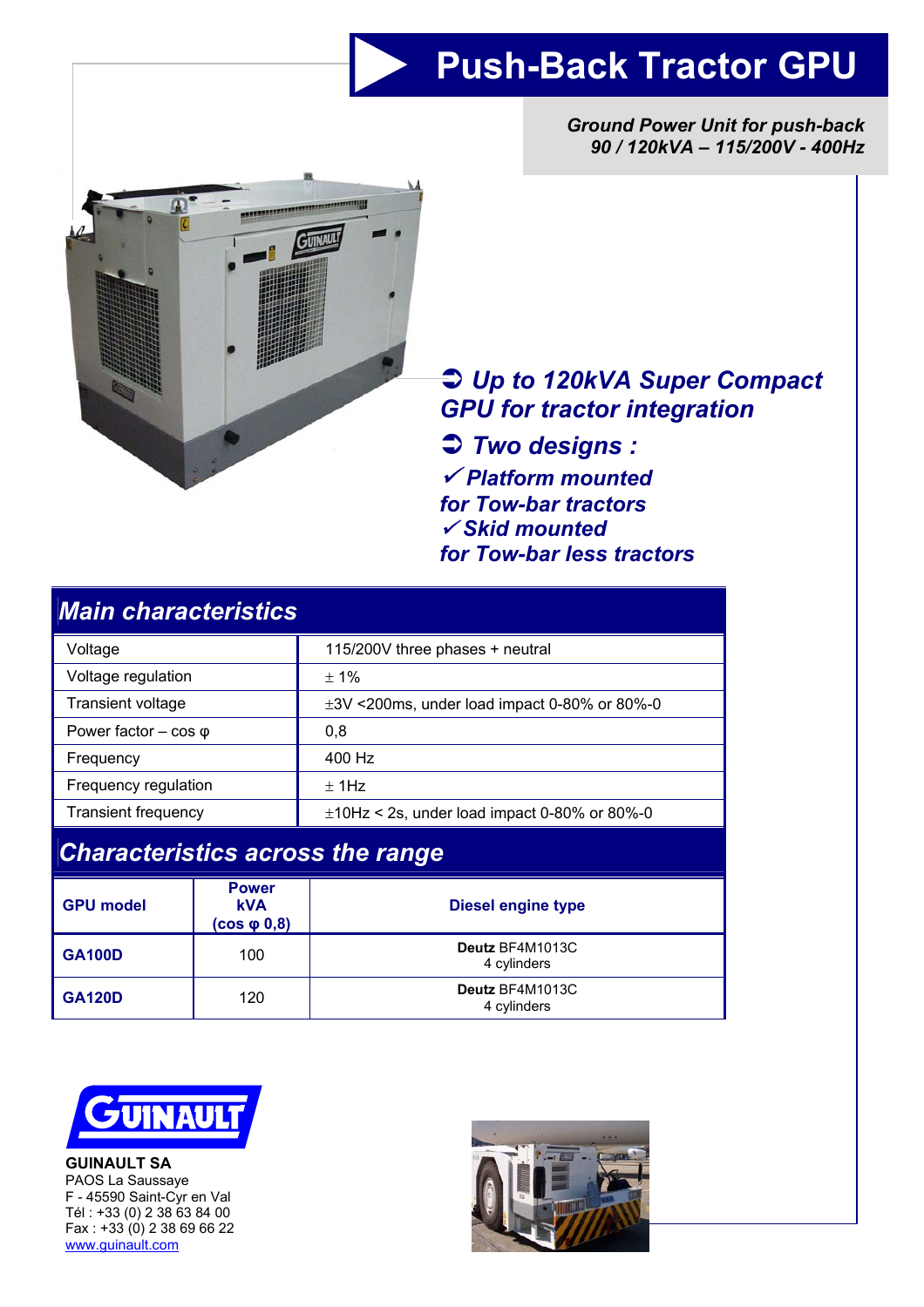# Push-Back Tractor GPU

*Ground Power Unit for push-back*
*90 / 120kVA – 115/200V - 400Hz*

- ***Up to 120kVA Super Compact GPU for tractor integration***
- ***Two designs :***
  - ✓ ***Platform mounted for Tow-bar tractors***
  - ✓ ***Skid mounted for Tow-bar less tractors***

## *Main characteristics*

| | |
|---|---|
| Voltage | 115/200V three phases + neutral |
| Voltage regulation | ± 1% |
| Transient voltage | ±3V <200ms, under load impact 0-80% or 80%-0 |
| Power factor – cos φ | 0,8 |
| Frequency | 400 Hz |
| Frequency regulation | ± 1Hz |
| Transient frequency | ±10Hz < 2s, under load impact 0-80% or 80%-0 |

## *Characteristics across the range*

| GPU model | Power kVA (cos φ 0,8) | Diesel engine type |
|---|---|---|
| **GA100D** | 100 | **Deutz** BF4M1013C 4 cylinders |
| **GA120D** | 120 | **Deutz** BF4M1013C 4 cylinders |

**GUINAULT SA**
PAOS La Saussaye
F - 45590 Saint-Cyr en Val
Tél : +33 (0) 2 38 63 84 00
Fax : +33 (0) 2 38 69 66 22
www.guinault.com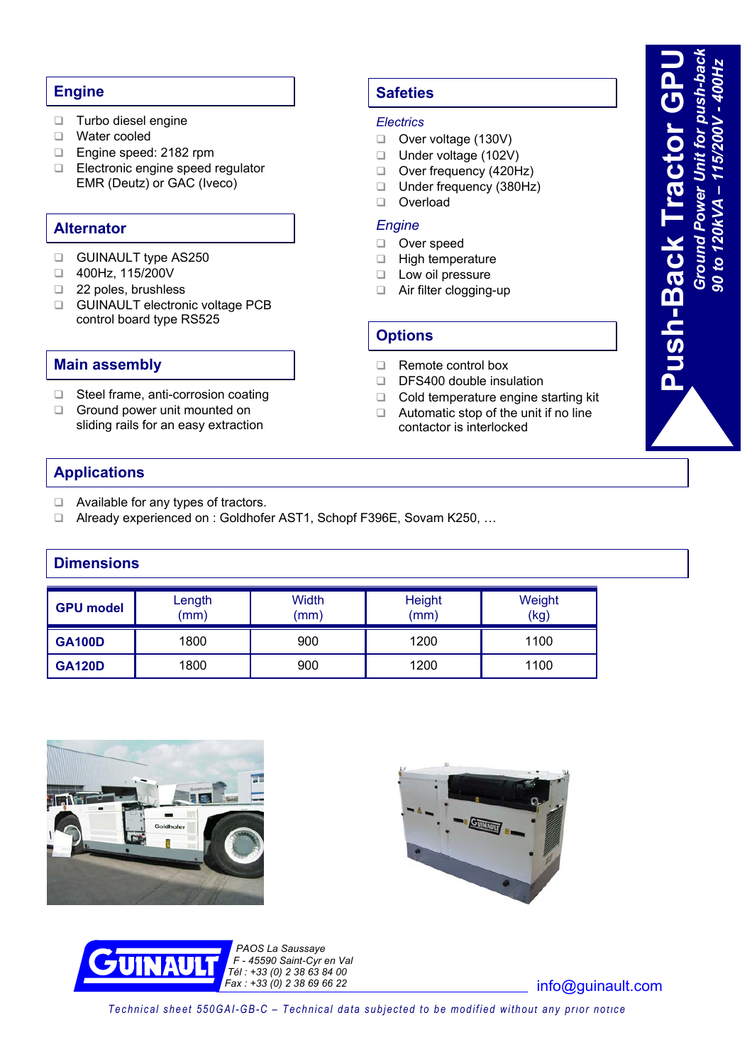# Push-Back Tractor GPU

*Ground Power Unit for push-back*
*90 to 120kVA – 115/200V - 400Hz*

## Engine

- Turbo diesel engine
- Water cooled
- Engine speed: 2182 rpm
- Electronic engine speed regulator EMR (Deutz) or GAC (Iveco)

## Alternator

- GUINAULT type AS250
- 400Hz, 115/200V
- 22 poles, brushless
- GUINAULT electronic voltage PCB control board type RS525

## Main assembly

- Steel frame, anti-corrosion coating
- Ground power unit mounted on sliding rails for an easy extraction

## Safeties

*Electrics*

- Over voltage (130V)
- Under voltage (102V)
- Over frequency (420Hz)
- Under frequency (380Hz)
- Overload

*Engine*

- Over speed
- High temperature
- Low oil pressure
- Air filter clogging-up

## Options

- Remote control box
- DFS400 double insulation
- Cold temperature engine starting kit
- Automatic stop of the unit if no line contactor is interlocked

## Applications

- Available for any types of tractors.
- Already experienced on : Goldhofer AST1, Schopf F396E, Sovam K250, …

## Dimensions

| GPU model | Length (mm) | Width (mm) | Height (mm) | Weight (kg) |
|---|---|---|---|---|
| GA100D | 1800 | 900 | 1200 | 1100 |
| GA120D | 1800 | 900 | 1200 | 1100 |

GUINAULT

*PAOS La Saussaye*
*F - 45590 Saint-Cyr en Val*
*Tél : +33 (0) 2 38 63 84 00*
*Fax : +33 (0) 2 38 69 66 22*

info@guinault.com

*Technical sheet 550GAI-GB-C – Technical data subjected to be modified without any prior notice*